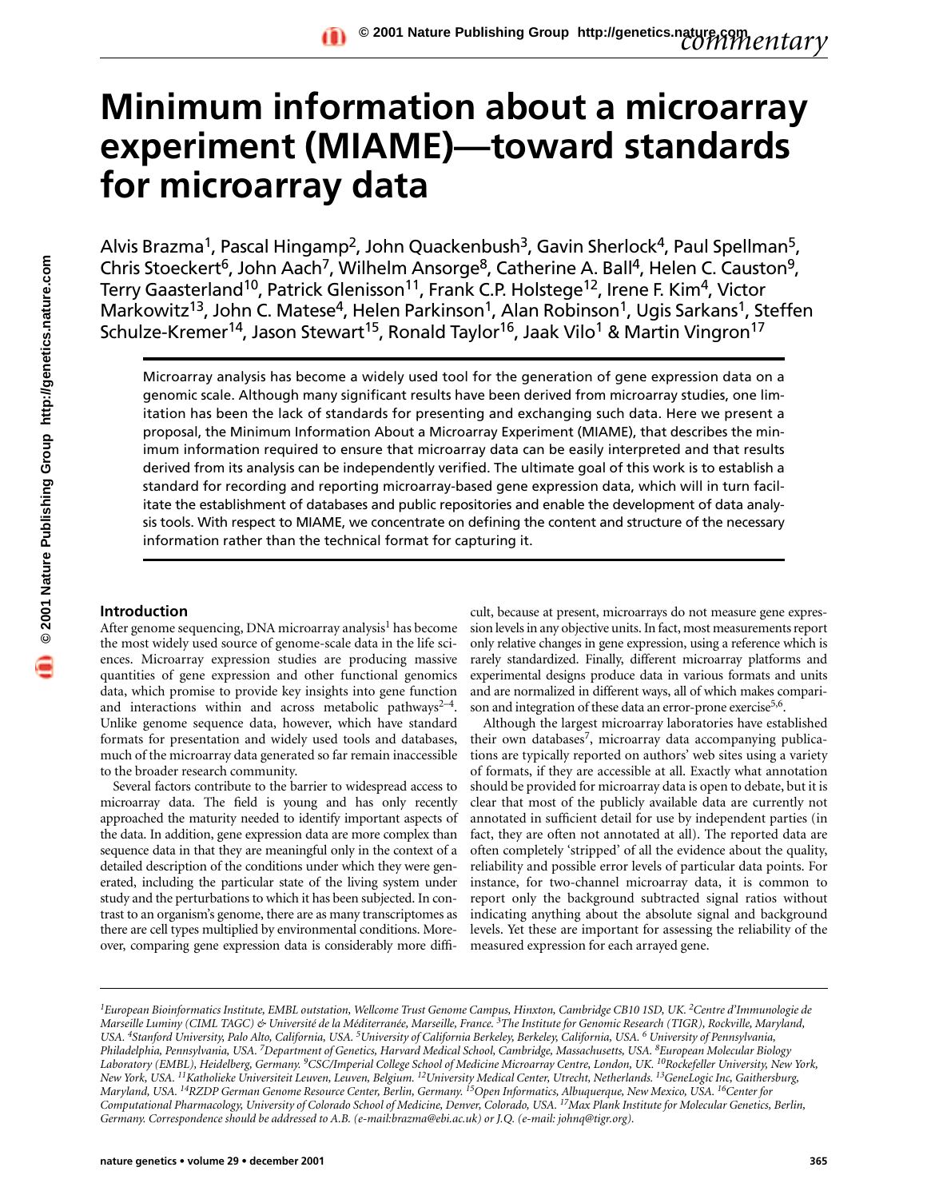# Minimum information about a microarray experiment (MIAME)—toward standards for microarray data

Alvis Brazma[1], Pascal Hingamp[2], John Quackenbush[3], Gavin Sherlock[4], Paul Spellman[5], Chris Stoeckert[6], John Aach[7], Wilhelm Ansorge[8], Catherine A. Ball[4], Helen C. Causton[9], Terry Gaasterland[10], Patrick Glenisson[11], Frank C.P. Holstege[12], Irene F. Kim[4], Victor Markowitz[13], John C. Matese[4], Helen Parkinson[1], Alan Robinson[1], Ugis Sarkans[1], Steffen Schulze-Kremer[14], Jason Stewart[15], Ronald Taylor[16], Jaak Vilo[1] & Martin Vingron[17]

Microarray analysis has become a widely used tool for the generation of gene expression data on a genomic scale. Although many significant results have been derived from microarray studies, one limitation has been the lack of standards for presenting and exchanging such data. Here we present a proposal, the Minimum Information About a Microarray Experiment (MIAME), that describes the minimum information required to ensure that microarray data can be easily interpreted and that results derived from its analysis can be independently verified. The ultimate goal of this work is to establish a standard for recording and reporting microarray-based gene expression data, which will in turn facilitate the establishment of databases and public repositories and enable the development of data analysis tools. With respect to MIAME, we concentrate on defining the content and structure of the necessary information rather than the technical format for capturing it.

## Introduction

After genome sequencing, DNA microarray analysis[1] has become the most widely used source of genome-scale data in the life sciences. Microarray expression studies are producing massive quantities of gene expression and other functional genomics data, which promise to provide key insights into gene function and interactions within and across metabolic pathways[2–4]. Unlike genome sequence data, however, which have standard formats for presentation and widely used tools and databases, much of the microarray data generated so far remain inaccessible to the broader research community.

Several factors contribute to the barrier to widespread access to microarray data. The field is young and has only recently approached the maturity needed to identify important aspects of the data. In addition, gene expression data are more complex than sequence data in that they are meaningful only in the context of a detailed description of the conditions under which they were generated, including the particular state of the living system under study and the perturbations to which it has been subjected. In contrast to an organism's genome, there are as many transcriptomes as there are cell types multiplied by environmental conditions. Moreover, comparing gene expression data is considerably more difficult, because at present, microarrays do not measure gene expression levels in any objective units. In fact, most measurements report only relative changes in gene expression, using a reference which is rarely standardized. Finally, different microarray platforms and experimental designs produce data in various formats and units and are normalized in different ways, all of which makes comparison and integration of these data an error-prone exercise[5,6].

Although the largest microarray laboratories have established their own databases[7], microarray data accompanying publications are typically reported on authors' web sites using a variety of formats, if they are accessible at all. Exactly what annotation should be provided for microarray data is open to debate, but it is clear that most of the publicly available data are currently not annotated in sufficient detail for use by independent parties (in fact, they are often not annotated at all). The reported data are often completely 'stripped' of all the evidence about the quality, reliability and possible error levels of particular data points. For instance, for two-channel microarray data, it is common to report only the background subtracted signal ratios without indicating anything about the absolute signal and background levels. Yet these are important for assessing the reliability of the measured expression for each arrayed gene.

*[1]European Bioinformatics Institute, EMBL outstation, Wellcome Trust Genome Campus, Hinxton, Cambridge CB10 1SD, UK. [2]Centre d'Immunologie de Marseille Luminy (CIML TAGC) & Université de la Méditerranée, Marseille, France. [3]The Institute for Genomic Research (TIGR), Rockville, Maryland, USA. [4]Stanford University, Palo Alto, California, USA. [5]University of California Berkeley, Berkeley, California, USA. [6]University of Pennsylvania, Philadelphia, Pennsylvania, USA. [7]Department of Genetics, Harvard Medical School, Cambridge, Massachusetts, USA. [8]European Molecular Biology Laboratory (EMBL), Heidelberg, Germany. [9]CSC/Imperial College School of Medicine Microarray Centre, London, UK. [10]Rockefeller University, New York, New York, USA. [11]Katholieke Universiteit Leuven, Leuven, Belgium. [12]University Medical Center, Utrecht, Netherlands. [13]GeneLogic Inc, Gaithersburg, Maryland, USA. [14]RZDP German Genome Resource Center, Berlin, Germany. [15]Open Informatics, Albuquerque, New Mexico, USA. [16]Center for Computational Pharmacology, University of Colorado School of Medicine, Denver, Colorado, USA. [17]Max Plank Institute for Molecular Genetics, Berlin, Germany. Correspondence should be addressed to A.B. (e-mail:brazma@ebi.ac.uk) or J.Q. (e-mail: johnq@tigr.org).*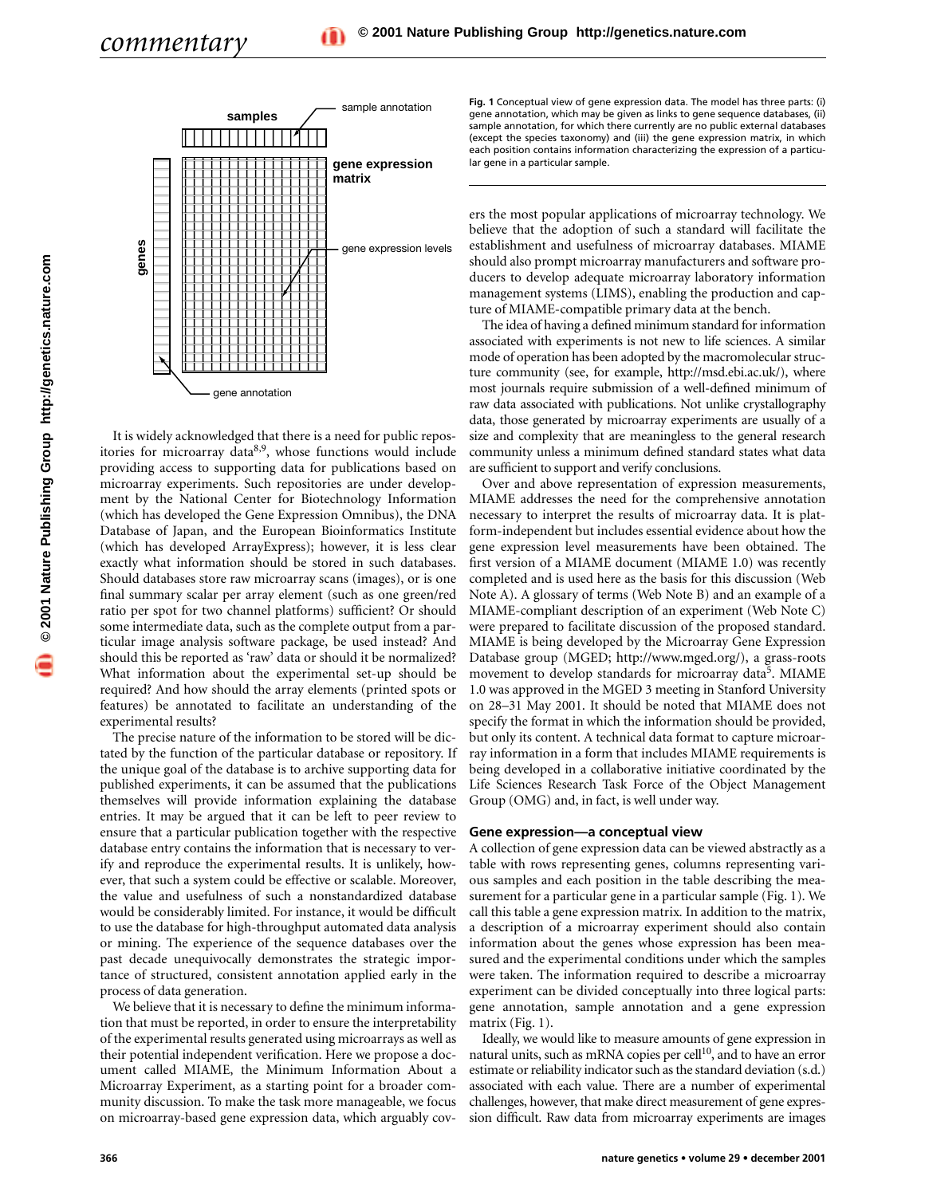samples

sample annotation

gene expression matrix

gene expression levels

genes

gene annotation

**Fig. 1** Conceptual view of gene expression data. The model has three parts: (i) gene annotation, which may be given as links to gene sequence databases, (ii) sample annotation, for which there currently are no public external databases (except the species taxonomy) and (iii) the gene expression matrix, in which each position contains information characterizing the expression of a particular gene in a particular sample.

It is widely acknowledged that there is a need for public repositories for microarray data[8,9], whose functions would include providing access to supporting data for publications based on microarray experiments. Such repositories are under development by the National Center for Biotechnology Information (which has developed the Gene Expression Omnibus), the DNA Database of Japan, and the European Bioinformatics Institute (which has developed ArrayExpress); however, it is less clear exactly what information should be stored in such databases. Should databases store raw microarray scans (images), or is one final summary scalar per array element (such as one green/red ratio per spot for two channel platforms) sufficient? Or should some intermediate data, such as the complete output from a particular image analysis software package, be used instead? And should this be reported as 'raw' data or should it be normalized? What information about the experimental set-up should be required? And how should the array elements (printed spots or features) be annotated to facilitate an understanding of the experimental results?

The precise nature of the information to be stored will be dictated by the function of the particular database or repository. If the unique goal of the database is to archive supporting data for published experiments, it can be assumed that the publications themselves will provide information explaining the database entries. It may be argued that it can be left to peer review to ensure that a particular publication together with the respective database entry contains the information that is necessary to verify and reproduce the experimental results. It is unlikely, however, that such a system could be effective or scalable. Moreover, the value and usefulness of such a nonstandardized database would be considerably limited. For instance, it would be difficult to use the database for high-throughput automated data analysis or mining. The experience of the sequence databases over the past decade unequivocally demonstrates the strategic importance of structured, consistent annotation applied early in the process of data generation.

We believe that it is necessary to define the minimum information that must be reported, in order to ensure the interpretability of the experimental results generated using microarrays as well as their potential independent verification. Here we propose a document called MIAME, the Minimum Information About a Microarray Experiment, as a starting point for a broader community discussion. To make the task more manageable, we focus on microarray-based gene expression data, which arguably covers the most popular applications of microarray technology. We believe that the adoption of such a standard will facilitate the establishment and usefulness of microarray databases. MIAME should also prompt microarray manufacturers and software producers to develop adequate microarray laboratory information management systems (LIMS), enabling the production and capture of MIAME-compatible primary data at the bench.

The idea of having a defined minimum standard for information associated with experiments is not new to life sciences. A similar mode of operation has been adopted by the macromolecular structure community (see, for example, http://msd.ebi.ac.uk/), where most journals require submission of a well-defined minimum of raw data associated with publications. Not unlike crystallography data, those generated by microarray experiments are usually of a size and complexity that are meaningless to the general research community unless a minimum defined standard states what data are sufficient to support and verify conclusions.

Over and above representation of expression measurements, MIAME addresses the need for the comprehensive annotation necessary to interpret the results of microarray data. It is platform-independent but includes essential evidence about how the gene expression level measurements have been obtained. The first version of a MIAME document (MIAME 1.0) was recently completed and is used here as the basis for this discussion (Web Note A). A glossary of terms (Web Note B) and an example of a MIAME-compliant description of an experiment (Web Note C) were prepared to facilitate discussion of the proposed standard. MIAME is being developed by the Microarray Gene Expression Database group (MGED; http://www.mged.org/), a grass-roots movement to develop standards for microarray data[5]. MIAME 1.0 was approved in the MGED 3 meeting in Stanford University on 28–31 May 2001. It should be noted that MIAME does not specify the format in which the information should be provided, but only its content. A technical data format to capture microarray information in a form that includes MIAME requirements is being developed in a collaborative initiative coordinated by the Life Sciences Research Task Force of the Object Management Group (OMG) and, in fact, is well under way.

## Gene expression—a conceptual view

A collection of gene expression data can be viewed abstractly as a table with rows representing genes, columns representing various samples and each position in the table describing the measurement for a particular gene in a particular sample (Fig. 1). We call this table a gene expression matrix. In addition to the matrix, a description of a microarray experiment should also contain information about the genes whose expression has been measured and the experimental conditions under which the samples were taken. The information required to describe a microarray experiment can be divided conceptually into three logical parts: gene annotation, sample annotation and a gene expression matrix (Fig. 1).

Ideally, we would like to measure amounts of gene expression in natural units, such as mRNA copies per cell[10], and to have an error estimate or reliability indicator such as the standard deviation (s.d.) associated with each value. There are a number of experimental challenges, however, that make direct measurement of gene expression difficult. Raw data from microarray experiments are images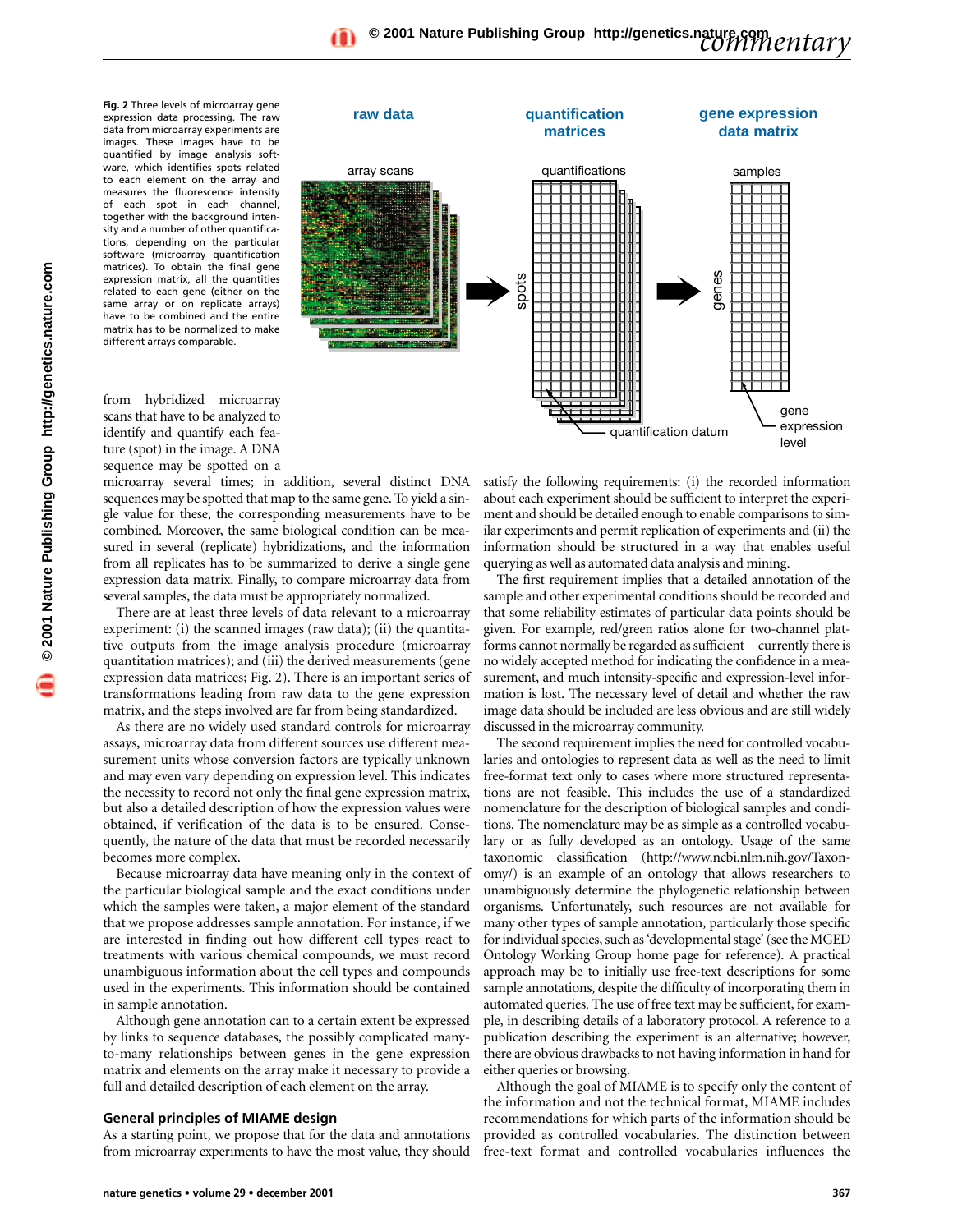**Fig. 2** Three levels of microarray gene expression data processing. The raw data from microarray experiments are images. These images have to be quantified by image analysis software, which identifies spots related to each element on the array and measures the fluorescence intensity of each spot in each channel, together with the background intensity and a number of other quantifications, depending on the particular software (microarray quantification matrices). To obtain the final gene expression matrix, all the quantities related to each gene (either on the same array or on replicate arrays) have to be combined and the entire matrix has to be normalized to make different arrays comparable.

raw data

array scans

quantification matrices

quantifications

spots

quantification datum

gene expression data matrix

samples

genes

gene expression level

from hybridized microarray scans that have to be analyzed to identify and quantify each feature (spot) in the image. A DNA sequence may be spotted on a microarray several times; in addition, several distinct DNA sequences may be spotted that map to the same gene. To yield a single value for these, the corresponding measurements have to be combined. Moreover, the same biological condition can be measured in several (replicate) hybridizations, and the information from all replicates has to be summarized to derive a single gene expression data matrix. Finally, to compare microarray data from several samples, the data must be appropriately normalized.

There are at least three levels of data relevant to a microarray experiment: (i) the scanned images (raw data); (ii) the quantitative outputs from the image analysis procedure (microarray quantitation matrices); and (iii) the derived measurements (gene expression data matrices; Fig. 2). There is an important series of transformations leading from raw data to the gene expression matrix, and the steps involved are far from being standardized.

As there are no widely used standard controls for microarray assays, microarray data from different sources use different measurement units whose conversion factors are typically unknown and may even vary depending on expression level. This indicates the necessity to record not only the final gene expression matrix, but also a detailed description of how the expression values were obtained, if verification of the data is to be ensured. Consequently, the nature of the data that must be recorded necessarily becomes more complex.

Because microarray data have meaning only in the context of the particular biological sample and the exact conditions under which the samples were taken, a major element of the standard that we propose addresses sample annotation. For instance, if we are interested in finding out how different cell types react to treatments with various chemical compounds, we must record unambiguous information about the cell types and compounds used in the experiments. This information should be contained in sample annotation.

Although gene annotation can to a certain extent be expressed by links to sequence databases, the possibly complicated many-to-many relationships between genes in the gene expression matrix and elements on the array make it necessary to provide a full and detailed description of each element on the array.

## General principles of MIAME design

As a starting point, we propose that for the data and annotations from microarray experiments to have the most value, they should satisfy the following requirements: (i) the recorded information about each experiment should be sufficient to interpret the experiment and should be detailed enough to enable comparisons to similar experiments and permit replication of experiments and (ii) the information should be structured in a way that enables useful querying as well as automated data analysis and mining.

The first requirement implies that a detailed annotation of the sample and other experimental conditions should be recorded and that some reliability estimates of particular data points should be given. For example, red/green ratios alone for two-channel platforms cannot normally be regarded as sufficient  currently there is no widely accepted method for indicating the confidence in a measurement, and much intensity-specific and expression-level information is lost. The necessary level of detail and whether the raw image data should be included are less obvious and are still widely discussed in the microarray community.

The second requirement implies the need for controlled vocabularies and ontologies to represent data as well as the need to limit free-format text only to cases where more structured representations are not feasible. This includes the use of a standardized nomenclature for the description of biological samples and conditions. The nomenclature may be as simple as a controlled vocabulary or as fully developed as an ontology. Usage of the same taxonomic classification (http://www.ncbi.nlm.nih.gov/Taxonomy/) is an example of an ontology that allows researchers to unambiguously determine the phylogenetic relationship between organisms. Unfortunately, such resources are not available for many other types of sample annotation, particularly those specific for individual species, such as 'developmental stage' (see the MGED Ontology Working Group home page for reference). A practical approach may be to initially use free-text descriptions for some sample annotations, despite the difficulty of incorporating them in automated queries. The use of free text may be sufficient, for example, in describing details of a laboratory protocol. A reference to a publication describing the experiment is an alternative; however, there are obvious drawbacks to not having information in hand for either queries or browsing.

Although the goal of MIAME is to specify only the content of the information and not the technical format, MIAME includes recommendations for which parts of the information should be provided as controlled vocabularies. The distinction between free-text format and controlled vocabularies influences the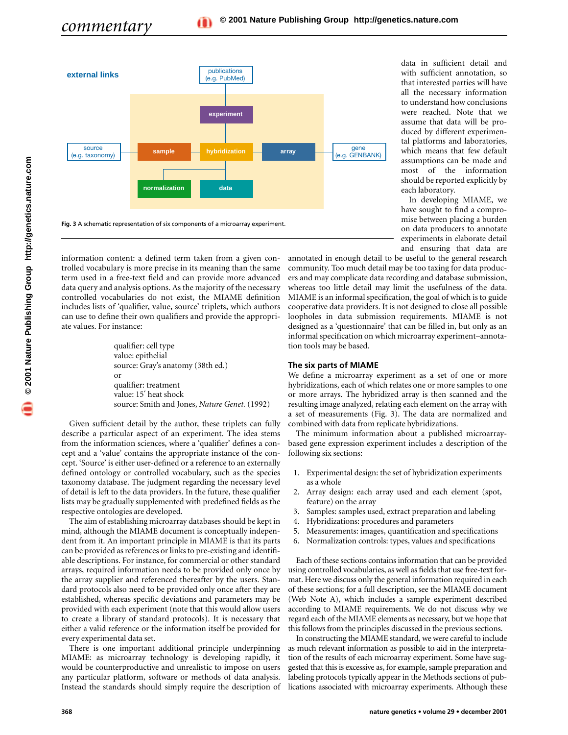external links

publications (e.g. PubMed)

experiment

source (e.g. taxonomy) — sample — hybridization — array — gene (e.g. GENBANK)

normalization — data

Fig. 3 A schematic representation of six components of a microarray experiment.

information content: a defined term taken from a given controlled vocabulary is more precise in its meaning than the same term used in a free-text field and can provide more advanced data query and analysis options. As the majority of the necessary controlled vocabularies do not exist, the MIAME definition includes lists of 'qualifier, value, source' triplets, which authors can use to define their own qualifiers and provide the appropriate values. For instance:

> qualifier: cell type
> value: epithelial
> source: Gray's anatomy (38th ed.)
> or
> qualifier: treatment
> value: 15′ heat shock
> source: Smith and Jones, *Nature Genet.* (1992)

Given sufficient detail by the author, these triplets can fully describe a particular aspect of an experiment. The idea stems from the information sciences, where a 'qualifier' defines a concept and a 'value' contains the appropriate instance of the concept. 'Source' is either user-defined or a reference to an externally defined ontology or controlled vocabulary, such as the species taxonomy database. The judgment regarding the necessary level of detail is left to the data providers. In the future, these qualifier lists may be gradually supplemented with predefined fields as the respective ontologies are developed.

The aim of establishing microarray databases should be kept in mind, although the MIAME document is conceptually independent from it. An important principle in MIAME is that its parts can be provided as references or links to pre-existing and identifiable descriptions. For instance, for commercial or other standard arrays, required information needs to be provided only once by the array supplier and referenced thereafter by the users. Standard protocols also need to be provided only once after they are established, whereas specific deviations and parameters may be provided with each experiment (note that this would allow users to create a library of standard protocols). It is necessary that either a valid reference or the information itself be provided for every experimental data set.

There is one important additional principle underpinning MIAME: as microarray technology is developing rapidly, it would be counterproductive and unrealistic to impose on users any particular platform, software or methods of data analysis. Instead the standards should simply require the description of data in sufficient detail and with sufficient annotation, so that interested parties will have all the necessary information to understand how conclusions were reached. Note that we assume that data will be produced by different experimental platforms and laboratories, which means that few default assumptions can be made and most of the information should be reported explicitly by each laboratory.

In developing MIAME, we have sought to find a compromise between placing a burden on data producers to annotate experiments in elaborate detail and ensuring that data are annotated in enough detail to be useful to the general research community. Too much detail may be too taxing for data producers and may complicate data recording and database submission, whereas too little detail may limit the usefulness of the data. MIAME is an informal specification, the goal of which is to guide cooperative data providers. It is not designed to close all possible loopholes in data submission requirements. MIAME is not designed as a 'questionnaire' that can be filled in, but only as an informal specification on which microarray experiment–annotation tools may be based.

## The six parts of MIAME

We define a microarray experiment as a set of one or more hybridizations, each of which relates one or more samples to one or more arrays. The hybridized array is then scanned and the resulting image analyzed, relating each element on the array with a set of measurements (Fig. 3). The data are normalized and combined with data from replicate hybridizations.

The minimum information about a published microarray-based gene expression experiment includes a description of the following six sections:

1. Experimental design: the set of hybridization experiments as a whole
2. Array design: each array used and each element (spot, feature) on the array
3. Samples: samples used, extract preparation and labeling
4. Hybridizations: procedures and parameters
5. Measurements: images, quantification and specifications
6. Normalization controls: types, values and specifications

Each of these sections contains information that can be provided using controlled vocabularies, as well as fields that use free-text format. Here we discuss only the general information required in each of these sections; for a full description, see the MIAME document (Web Note A), which includes a sample experiment described according to MIAME requirements. We do not discuss why we regard each of the MIAME elements as necessary, but we hope that this follows from the principles discussed in the previous sections.

In constructing the MIAME standard, we were careful to include as much relevant information as possible to aid in the interpretation of the results of each microarray experiment. Some have suggested that this is excessive as, for example, sample preparation and labeling protocols typically appear in the Methods sections of publications associated with microarray experiments. Although these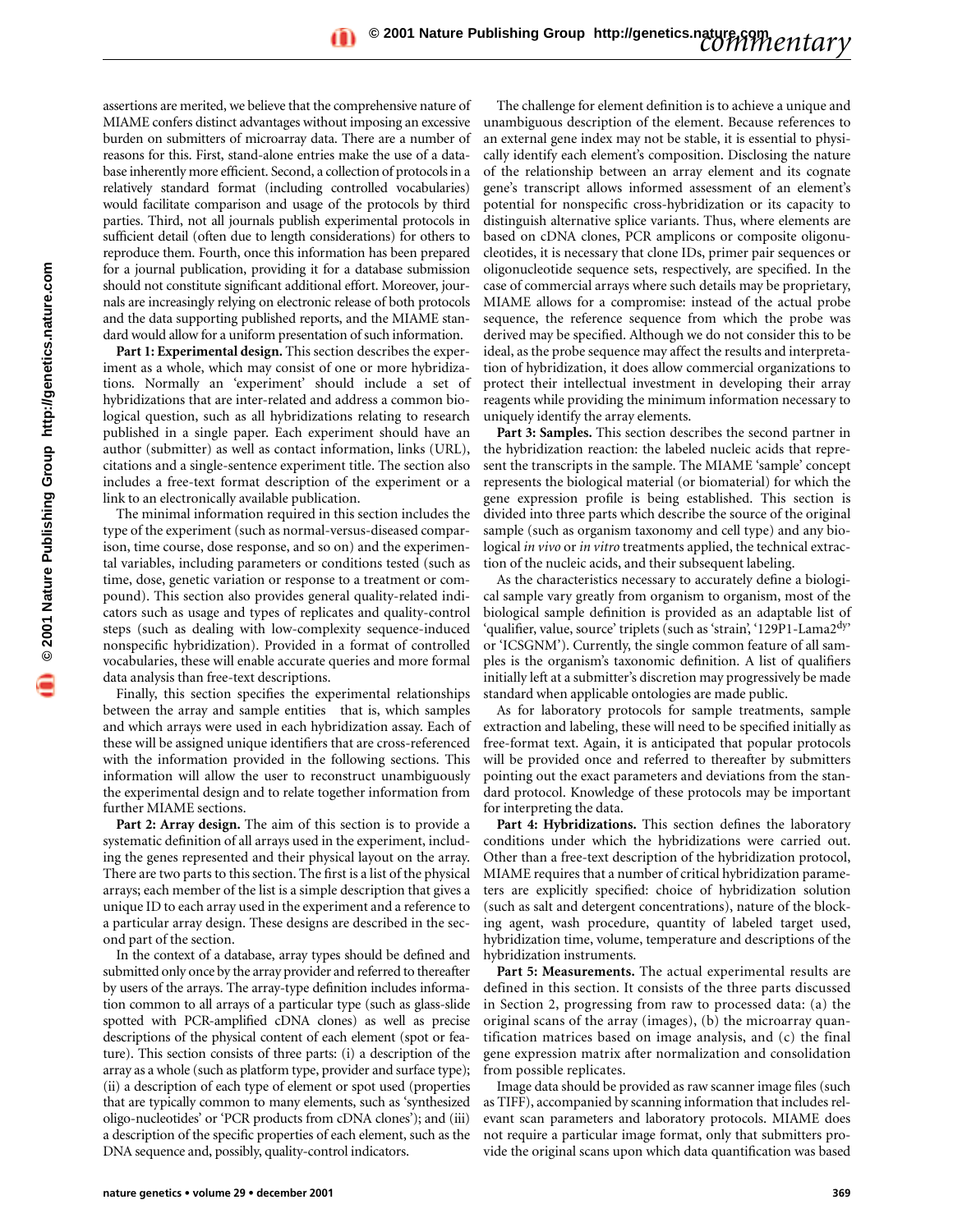assertions are merited, we believe that the comprehensive nature of MIAME confers distinct advantages without imposing an excessive burden on submitters of microarray data. There are a number of reasons for this. First, stand-alone entries make the use of a database inherently more efficient. Second, a collection of protocols in a relatively standard format (including controlled vocabularies) would facilitate comparison and usage of the protocols by third parties. Third, not all journals publish experimental protocols in sufficient detail (often due to length considerations) for others to reproduce them. Fourth, once this information has been prepared for a journal publication, providing it for a database submission should not constitute significant additional effort. Moreover, journals are increasingly relying on electronic release of both protocols and the data supporting published reports, and the MIAME standard would allow for a uniform presentation of such information.

**Part 1: Experimental design.** This section describes the experiment as a whole, which may consist of one or more hybridizations. Normally an 'experiment' should include a set of hybridizations that are inter-related and address a common biological question, such as all hybridizations relating to research published in a single paper. Each experiment should have an author (submitter) as well as contact information, links (URL), citations and a single-sentence experiment title. The section also includes a free-text format description of the experiment or a link to an electronically available publication.

The minimal information required in this section includes the type of the experiment (such as normal-versus-diseased comparison, time course, dose response, and so on) and the experimental variables, including parameters or conditions tested (such as time, dose, genetic variation or response to a treatment or compound). This section also provides general quality-related indicators such as usage and types of replicates and quality-control steps (such as dealing with low-complexity sequence-induced nonspecific hybridization). Provided in a format of controlled vocabularies, these will enable accurate queries and more formal data analysis than free-text descriptions.

Finally, this section specifies the experimental relationships between the array and sample entities  that is, which samples and which arrays were used in each hybridization assay. Each of these will be assigned unique identifiers that are cross-referenced with the information provided in the following sections. This information will allow the user to reconstruct unambiguously the experimental design and to relate together information from further MIAME sections.

**Part 2: Array design.** The aim of this section is to provide a systematic definition of all arrays used in the experiment, including the genes represented and their physical layout on the array. There are two parts to this section. The first is a list of the physical arrays; each member of the list is a simple description that gives a unique ID to each array used in the experiment and a reference to a particular array design. These designs are described in the second part of the section.

In the context of a database, array types should be defined and submitted only once by the array provider and referred to thereafter by users of the arrays. The array-type definition includes information common to all arrays of a particular type (such as glass-slide spotted with PCR-amplified cDNA clones) as well as precise descriptions of the physical content of each element (spot or feature). This section consists of three parts: (i) a description of the array as a whole (such as platform type, provider and surface type); (ii) a description of each type of element or spot used (properties that are typically common to many elements, such as 'synthesized oligo-nucleotides' or 'PCR products from cDNA clones'); and (iii) a description of the specific properties of each element, such as the DNA sequence and, possibly, quality-control indicators.

The challenge for element definition is to achieve a unique and unambiguous description of the element. Because references to an external gene index may not be stable, it is essential to physically identify each element's composition. Disclosing the nature of the relationship between an array element and its cognate gene's transcript allows informed assessment of an element's potential for nonspecific cross-hybridization or its capacity to distinguish alternative splice variants. Thus, where elements are based on cDNA clones, PCR amplicons or composite oligonucleotides, it is necessary that clone IDs, primer pair sequences or oligonucleotide sequence sets, respectively, are specified. In the case of commercial arrays where such details may be proprietary, MIAME allows for a compromise: instead of the actual probe sequence, the reference sequence from which the probe was derived may be specified. Although we do not consider this to be ideal, as the probe sequence may affect the results and interpretation of hybridization, it does allow commercial organizations to protect their intellectual investment in developing their array reagents while providing the minimum information necessary to uniquely identify the array elements.

**Part 3: Samples.** This section describes the second partner in the hybridization reaction: the labeled nucleic acids that represent the transcripts in the sample. The MIAME 'sample' concept represents the biological material (or biomaterial) for which the gene expression profile is being established. This section is divided into three parts which describe the source of the original sample (such as organism taxonomy and cell type) and any biological *in vivo* or *in vitro* treatments applied, the technical extraction of the nucleic acids, and their subsequent labeling.

As the characteristics necessary to accurately define a biological sample vary greatly from organism to organism, most of the biological sample definition is provided as an adaptable list of 'qualifier, value, source' triplets (such as 'strain', '129P1-Lama2$^{dy}$' or 'ICSGNM'). Currently, the single common feature of all samples is the organism's taxonomic definition. A list of qualifiers initially left at a submitter's discretion may progressively be made standard when applicable ontologies are made public.

As for laboratory protocols for sample treatments, sample extraction and labeling, these will need to be specified initially as free-format text. Again, it is anticipated that popular protocols will be provided once and referred to thereafter by submitters pointing out the exact parameters and deviations from the standard protocol. Knowledge of these protocols may be important for interpreting the data.

**Part 4: Hybridizations.** This section defines the laboratory conditions under which the hybridizations were carried out. Other than a free-text description of the hybridization protocol, MIAME requires that a number of critical hybridization parameters are explicitly specified: choice of hybridization solution (such as salt and detergent concentrations), nature of the blocking agent, wash procedure, quantity of labeled target used, hybridization time, volume, temperature and descriptions of the hybridization instruments.

**Part 5: Measurements.** The actual experimental results are defined in this section. It consists of the three parts discussed in Section 2, progressing from raw to processed data: (a) the original scans of the array (images), (b) the microarray quantification matrices based on image analysis, and (c) the final gene expression matrix after normalization and consolidation from possible replicates.

Image data should be provided as raw scanner image files (such as TIFF), accompanied by scanning information that includes relevant scan parameters and laboratory protocols. MIAME does not require a particular image format, only that submitters provide the original scans upon which data quantification was based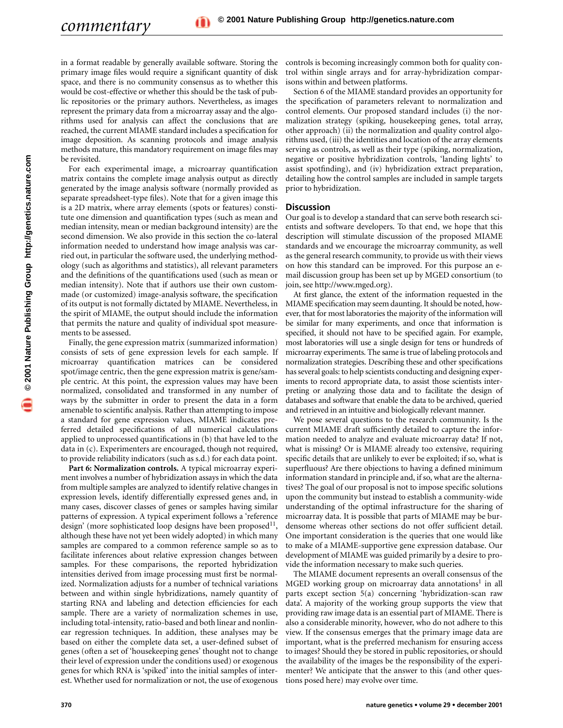in a format readable by generally available software. Storing the primary image files would require a significant quantity of disk space, and there is no community consensus as to whether this would be cost-effective or whether this should be the task of public repositories or the primary authors. Nevertheless, as images represent the primary data from a microarray assay and the algorithms used for analysis can affect the conclusions that are reached, the current MIAME standard includes a specification for image deposition. As scanning protocols and image analysis methods mature, this mandatory requirement on image files may be revisited.

For each experimental image, a microarray quantification matrix contains the complete image analysis output as directly generated by the image analysis software (normally provided as separate spreadsheet-type files). Note that for a given image this is a 2D matrix, where array elements (spots or features) constitute one dimension and quantification types (such as mean and median intensity, mean or median background intensity) are the second dimension. We also provide in this section the co-lateral information needed to understand how image analysis was carried out, in particular the software used, the underlying methodology (such as algorithms and statistics), all relevant parameters and the definitions of the quantifications used (such as mean or median intensity). Note that if authors use their own custom-made (or customized) image-analysis software, the specification of its output is not formally dictated by MIAME. Nevertheless, in the spirit of MIAME, the output should include the information that permits the nature and quality of individual spot measurements to be assessed.

Finally, the gene expression matrix (summarized information) consists of sets of gene expression levels for each sample. If microarray quantification matrices can be considered spot/image centric, then the gene expression matrix is gene/sample centric. At this point, the expression values may have been normalized, consolidated and transformed in any number of ways by the submitter in order to present the data in a form amenable to scientific analysis. Rather than attempting to impose a standard for gene expression values, MIAME indicates preferred detailed specifications of all numerical calculations applied to unprocessed quantifications in (b) that have led to the data in (c). Experimenters are encouraged, though not required, to provide reliability indicators (such as s.d.) for each data point.

**Part 6: Normalization controls.** A typical microarray experiment involves a number of hybridization assays in which the data from multiple samples are analyzed to identify relative changes in expression levels, identify differentially expressed genes and, in many cases, discover classes of genes or samples having similar patterns of expression. A typical experiment follows a 'reference design' (more sophisticated loop designs have been proposed[11], although these have not yet been widely adopted) in which many samples are compared to a common reference sample so as to facilitate inferences about relative expression changes between samples. For these comparisons, the reported hybridization intensities derived from image processing must first be normalized. Normalization adjusts for a number of technical variations between and within single hybridizations, namely quantity of starting RNA and labeling and detection efficiencies for each sample. There are a variety of normalization schemes in use, including total-intensity, ratio-based and both linear and nonlinear regression techniques. In addition, these analyses may be based on either the complete data set, a user-defined subset of genes (often a set of 'housekeeping genes' thought not to change their level of expression under the conditions used) or exogenous genes for which RNA is 'spiked' into the initial samples of interest. Whether used for normalization or not, the use of exogenous controls is becoming increasingly common both for quality control within single arrays and for array-hybridization comparisons within and between platforms.

Section 6 of the MIAME standard provides an opportunity for the specification of parameters relevant to normalization and control elements. Our proposed standard includes (i) the normalization strategy (spiking, housekeeping genes, total array, other approach) (ii) the normalization and quality control algorithms used, (iii) the identities and location of the array elements serving as controls, as well as their type (spiking, normalization, negative or positive hybridization controls, 'landing lights' to assist spotfinding), and (iv) hybridization extract preparation, detailing how the control samples are included in sample targets prior to hybridization.

## Discussion

Our goal is to develop a standard that can serve both research scientists and software developers. To that end, we hope that this description will stimulate discussion of the proposed MIAME standards and we encourage the microarray community, as well as the general research community, to provide us with their views on how this standard can be improved. For this purpose an e-mail discussion group has been set up by MGED consortium (to join, see http://www.mged.org).

At first glance, the extent of the information requested in the MIAME specification may seem daunting. It should be noted, however, that for most laboratories the majority of the information will be similar for many experiments, and once that information is specified, it should not have to be specified again. For example, most laboratories will use a single design for tens or hundreds of microarray experiments. The same is true of labeling protocols and normalization strategies. Describing these and other specifications has several goals: to help scientists conducting and designing experiments to record appropriate data, to assist those scientists interpreting or analyzing those data and to facilitate the design of databases and software that enable the data to be archived, queried and retrieved in an intuitive and biologically relevant manner.

We pose several questions to the research community. Is the current MIAME draft sufficiently detailed to capture the information needed to analyze and evaluate microarray data? If not, what is missing? Or is MIAME already too extensive, requiring specific details that are unlikely to ever be exploited; if so, what is superfluous? Are there objections to having a defined minimum information standard in principle and, if so, what are the alternatives? The goal of our proposal is not to impose specific solutions upon the community but instead to establish a community-wide understanding of the optimal infrastructure for the sharing of microarray data. It is possible that parts of MIAME may be burdensome whereas other sections do not offer sufficient detail. One important consideration is the queries that one would like to make of a MIAME-supportive gene expression database. Our development of MIAME was guided primarily by a desire to provide the information necessary to make such queries.

The MIAME document represents an overall consensus of the MGED working group on microarray data annotations[1] in all parts except section 5(a) concerning 'hybridization-scan raw data'. A majority of the working group supports the view that providing raw image data is an essential part of MIAME. There is also a considerable minority, however, who do not adhere to this view. If the consensus emerges that the primary image data are important, what is the preferred mechanism for ensuring access to images? Should they be stored in public repositories, or should the availability of the images be the responsibility of the experimenter? We anticipate that the answer to this (and other questions posed here) may evolve over time.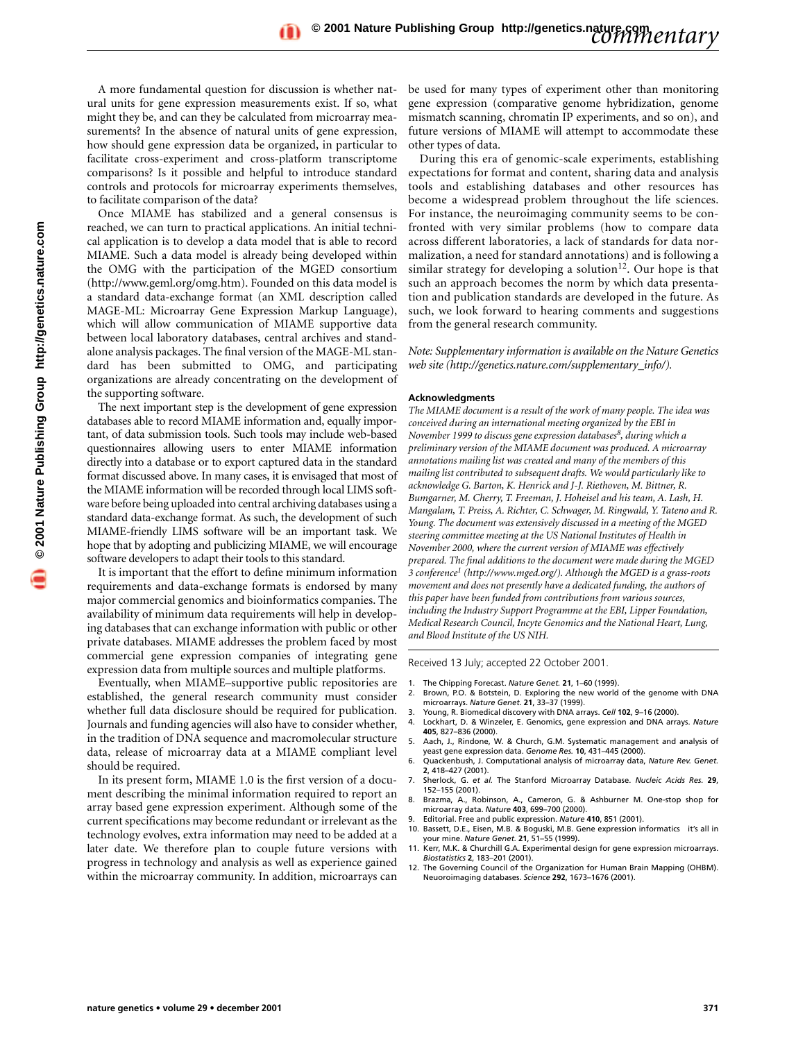A more fundamental question for discussion is whether natural units for gene expression measurements exist. If so, what might they be, and can they be calculated from microarray measurements? In the absence of natural units of gene expression, how should gene expression data be organized, in particular to facilitate cross-experiment and cross-platform transcriptome comparisons? Is it possible and helpful to introduce standard controls and protocols for microarray experiments themselves, to facilitate comparison of the data?

Once MIAME has stabilized and a general consensus is reached, we can turn to practical applications. An initial technical application is to develop a data model that is able to record MIAME. Such a data model is already being developed within the OMG with the participation of the MGED consortium (http://www.geml.org/omg.htm). Founded on this data model is a standard data-exchange format (an XML description called MAGE-ML: Microarray Gene Expression Markup Language), which will allow communication of MIAME supportive data between local laboratory databases, central archives and standalone analysis packages. The final version of the MAGE-ML standard has been submitted to OMG, and participating organizations are already concentrating on the development of the supporting software.

The next important step is the development of gene expression databases able to record MIAME information and, equally important, of data submission tools. Such tools may include web-based questionnaires allowing users to enter MIAME information directly into a database or to export captured data in the standard format discussed above. In many cases, it is envisaged that most of the MIAME information will be recorded through local LIMS software before being uploaded into central archiving databases using a standard data-exchange format. As such, the development of such MIAME-friendly LIMS software will be an important task. We hope that by adopting and publicizing MIAME, we will encourage software developers to adapt their tools to this standard.

It is important that the effort to define minimum information requirements and data-exchange formats is endorsed by many major commercial genomics and bioinformatics companies. The availability of minimum data requirements will help in developing databases that can exchange information with public or other private databases. MIAME addresses the problem faced by most commercial gene expression companies of integrating gene expression data from multiple sources and multiple platforms.

Eventually, when MIAME–supportive public repositories are established, the general research community must consider whether full data disclosure should be required for publication. Journals and funding agencies will also have to consider whether, in the tradition of DNA sequence and macromolecular structure data, release of microarray data at a MIAME compliant level should be required.

In its present form, MIAME 1.0 is the first version of a document describing the minimal information required to report an array based gene expression experiment. Although some of the current specifications may become redundant or irrelevant as the technology evolves, extra information may need to be added at a later date. We therefore plan to couple future versions with progress in technology and analysis as well as experience gained within the microarray community. In addition, microarrays can be used for many types of experiment other than monitoring gene expression (comparative genome hybridization, genome mismatch scanning, chromatin IP experiments, and so on), and future versions of MIAME will attempt to accommodate these other types of data.

During this era of genomic-scale experiments, establishing expectations for format and content, sharing data and analysis tools and establishing databases and other resources has become a widespread problem throughout the life sciences. For instance, the neuroimaging community seems to be confronted with very similar problems (how to compare data across different laboratories, a lack of standards for data normalization, a need for standard annotations) and is following a similar strategy for developing a solution[12]. Our hope is that such an approach becomes the norm by which data presentation and publication standards are developed in the future. As such, we look forward to hearing comments and suggestions from the general research community.

*Note: Supplementary information is available on the Nature Genetics web site (http://genetics.nature.com/supplementary_info/).*

#### Acknowledgments

*The MIAME document is a result of the work of many people. The idea was conceived during an international meeting organized by the EBI in November 1999 to discuss gene expression databases[8], during which a preliminary version of the MIAME document was produced. A microarray annotations mailing list was created and many of the members of this mailing list contributed to subsequent drafts. We would particularly like to acknowledge G. Barton, K. Henrick and J-J. Riethoven, M. Bittner, R. Bumgarner, M. Cherry, T. Freeman, J. Hoheisel and his team, A. Lash, H. Mangalam, T. Preiss, A. Richter, C. Schwager, M. Ringwald, Y. Tateno and R. Young. The document was extensively discussed in a meeting of the MGED steering committee meeting at the US National Institutes of Health in November 2000, where the current version of MIAME was effectively prepared. The final additions to the document were made during the MGED 3 conference[1] (http://www.mged.org/). Although the MGED is a grass-roots movement and does not presently have a dedicated funding, the authors of this paper have been funded from contributions from various sources, including the Industry Support Programme at the EBI, Lipper Foundation, Medical Research Council, Incyte Genomics and the National Heart, Lung, and Blood Institute of the US NIH.*

Received 13 July; accepted 22 October 2001.

1. The Chipping Forecast. *Nature Genet.* **21**, 1–60 (1999).
2. Brown, P.O. & Botstein, D. Exploring the new world of the genome with DNA microarrays. *Nature Genet.* **21**, 33–37 (1999).
3. Young, R. Biomedical discovery with DNA arrays. *Cell* **102**, 9–16 (2000).
4. Lockhart, D. & Winzeler, E. Genomics, gene expression and DNA arrays. *Nature* **405**, 827–836 (2000).
5. Aach, J., Rindone, W. & Church, G.M. Systematic management and analysis of yeast gene expression data. *Genome Res.* **10**, 431–445 (2000).
6. Quackenbush, J. Computational analysis of microarray data, *Nature Rev. Genet.* **2**, 418–427 (2001).
7. Sherlock, G. *et al.* The Stanford Microarray Database. *Nucleic Acids Res.* **29**, 152–155 (2001).
8. Brazma, A., Robinson, A., Cameron, G. & Ashburner M. One-stop shop for microarray data. *Nature* **403**, 699–700 (2000).
9. Editorial. Free and public expression. *Nature* **410**, 851 (2001).
10. Bassett, D.E., Eisen, M.B. & Boguski, M.B. Gene expression informatics it's all in your mine. *Nature Genet.* **21**, 51–55 (1999).
11. Kerr, M.K. & Churchill G.A. Experimental design for gene expression microarrays. *Biostatistics* **2**, 183–201 (2001).
12. The Governing Council of the Organization for Human Brain Mapping (OHBM). Neuoroimaging databases. *Science* **292**, 1673–1676 (2001).